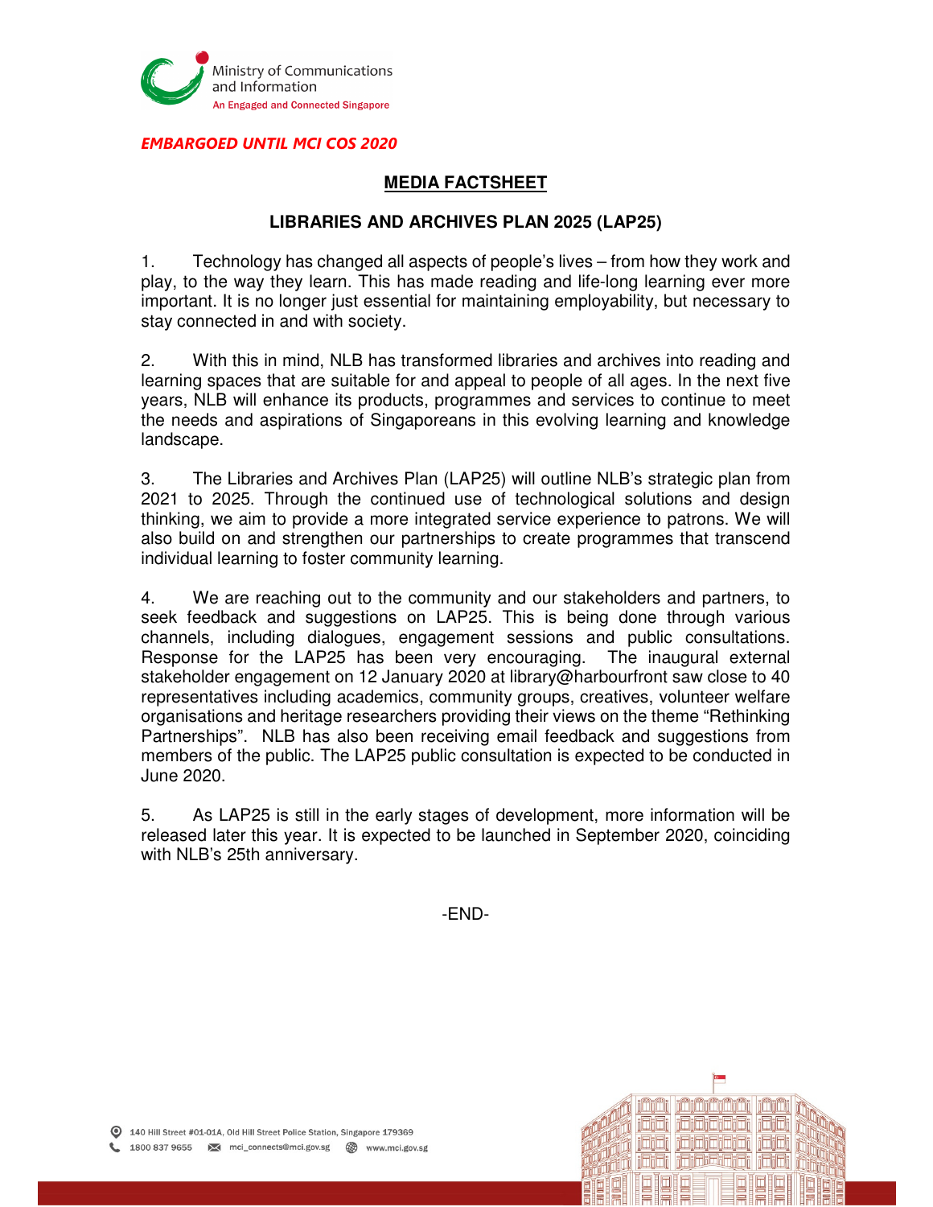Ministry of Communications and Information

An Engaged and Connected Singapore

*EMBARGOED UNTIL MCI COS 2020*

## MEDIA FACTSHEET

### LIBRARIES AND ARCHIVES PLAN 2025 (LAP25)

1. Technology has changed all aspects of people's lives – from how they work and play, to the way they learn. This has made reading and life-long learning ever more important. It is no longer just essential for maintaining employability, but necessary to stay connected in and with society.

2. With this in mind, NLB has transformed libraries and archives into reading and learning spaces that are suitable for and appeal to people of all ages. In the next five years, NLB will enhance its products, programmes and services to continue to meet the needs and aspirations of Singaporeans in this evolving learning and knowledge landscape.

3. The Libraries and Archives Plan (LAP25) will outline NLB's strategic plan from 2021 to 2025. Through the continued use of technological solutions and design thinking, we aim to provide a more integrated service experience to patrons. We will also build on and strengthen our partnerships to create programmes that transcend individual learning to foster community learning.

4. We are reaching out to the community and our stakeholders and partners, to seek feedback and suggestions on LAP25. This is being done through various channels, including dialogues, engagement sessions and public consultations. Response for the LAP25 has been very encouraging. The inaugural external stakeholder engagement on 12 January 2020 at library@harbourfront saw close to 40 representatives including academics, community groups, creatives, volunteer welfare organisations and heritage researchers providing their views on the theme "Rethinking Partnerships". NLB has also been receiving email feedback and suggestions from members of the public. The LAP25 public consultation is expected to be conducted in June 2020.

5. As LAP25 is still in the early stages of development, more information will be released later this year. It is expected to be launched in September 2020, coinciding with NLB's 25th anniversary.

-END-

140 Hill Street #01-01A, Old Hill Street Police Station, Singapore 179369

1800 837 9655 mci_connects@mci.gov.sg www.mci.gov.sg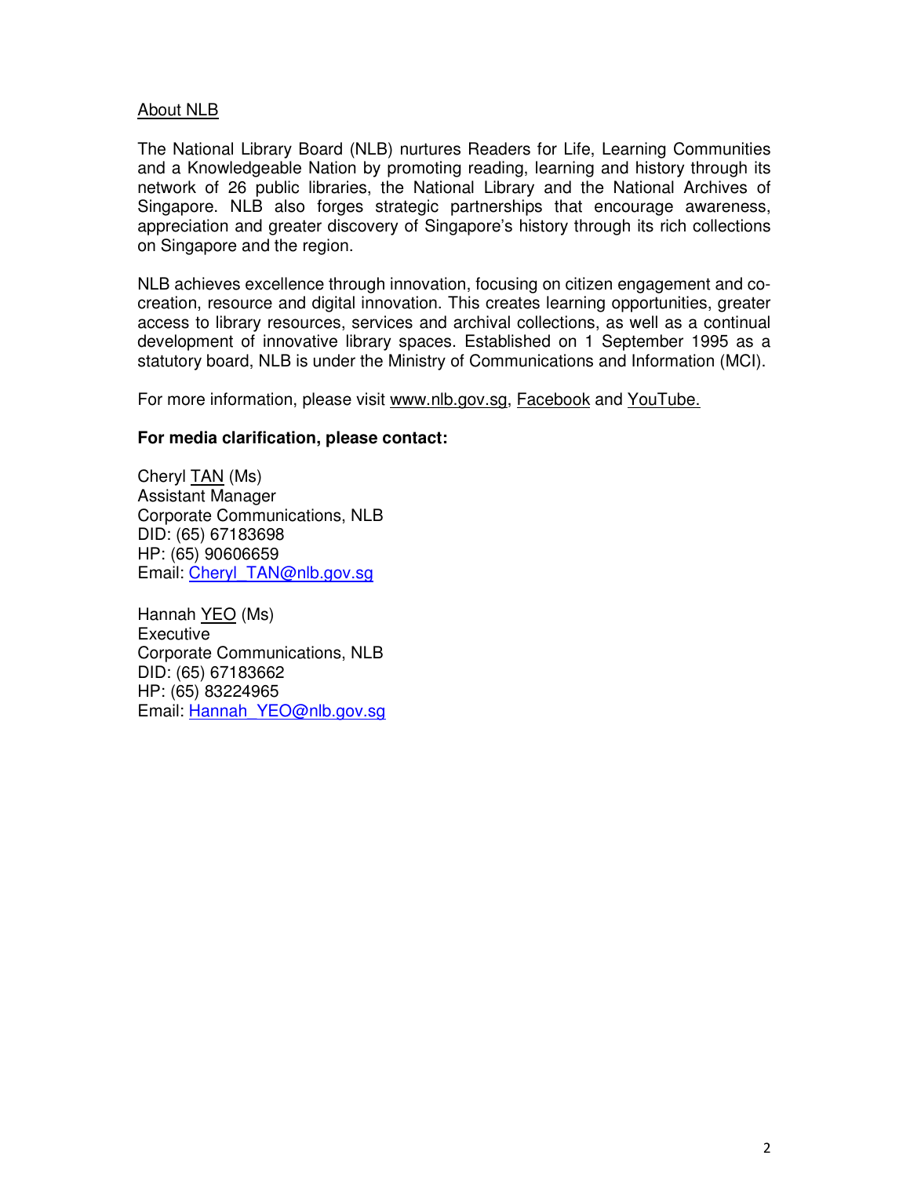About NLB

The National Library Board (NLB) nurtures Readers for Life, Learning Communities and a Knowledgeable Nation by promoting reading, learning and history through its network of 26 public libraries, the National Library and the National Archives of Singapore. NLB also forges strategic partnerships that encourage awareness, appreciation and greater discovery of Singapore's history through its rich collections on Singapore and the region.

NLB achieves excellence through innovation, focusing on citizen engagement and co-creation, resource and digital innovation. This creates learning opportunities, greater access to library resources, services and archival collections, as well as a continual development of innovative library spaces. Established on 1 September 1995 as a statutory board, NLB is under the Ministry of Communications and Information (MCI).

For more information, please visit www.nlb.gov.sg, Facebook and YouTube.

**For media clarification, please contact:**

Cheryl TAN (Ms)
Assistant Manager
Corporate Communications, NLB
DID: (65) 67183698
HP: (65) 90606659
Email: Cheryl_TAN@nlb.gov.sg

Hannah YEO (Ms)
Executive
Corporate Communications, NLB
DID: (65) 67183662
HP: (65) 83224965
Email: Hannah_YEO@nlb.gov.sg